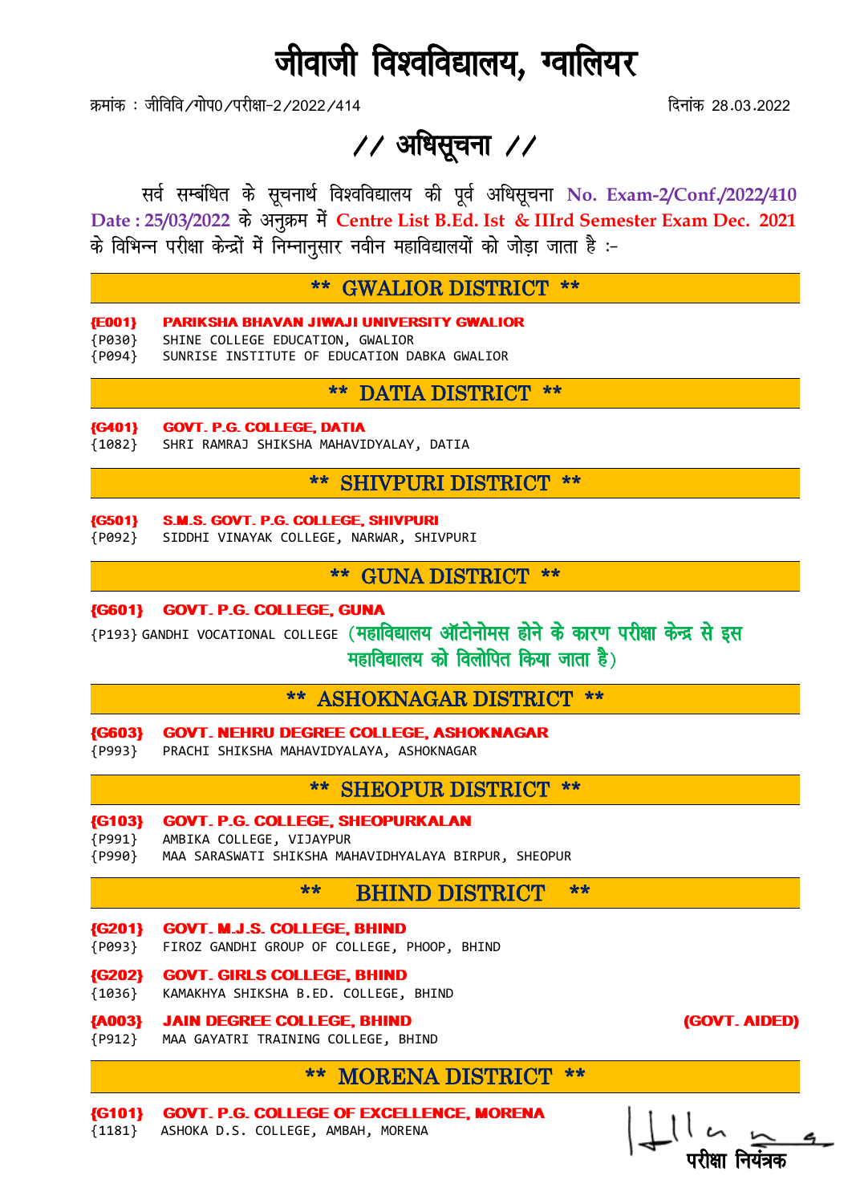# जीवाजी विश्वविद्यालय, ग्वालियर

क्रमांक : जीविवि/गोप0/परीक्षा-2/2022/414 दिनांक 28.03.2022

## // अधिसूचना //

सर्व सम्बंधित के सूचनार्थ विश्वविद्यालय की पूर्व अधिसूचना **No. Exam-2/Conf./2022/410 Date : 25/03/2022** के अनुक्रम में **Centre List B.Ed. Ist & IIIrd Semester Exam Dec. 2021** के विभिन्न परीक्षा केन्द्रों में निम्नानुसार नवीन महाविद्यालयों को जोड़ा जाता है :-

### ** GWALIOR DISTRICT **

**{E001} PARIKSHA BHAVAN JIWAJI UNIVERSITY GWALIOR**
{P030} SHINE COLLEGE EDUCATION, GWALIOR
{P094} SUNRISE INSTITUTE OF EDUCATION DABKA GWALIOR

### ** DATIA DISTRICT **

**{G401} GOVT. P.G. COLLEGE, DATIA**
{1082} SHRI RAMRAJ SHIKSHA MAHAVIDYALAY, DATIA

### ** SHIVPURI DISTRICT **

**{G501} S.M.S. GOVT. P.G. COLLEGE, SHIVPURI**
{P092} SIDDHI VINAYAK COLLEGE, NARWAR, SHIVPURI

### ** GUNA DISTRICT **

**{G601} GOVT. P.G. COLLEGE, GUNA**
{P193} GANDHI VOCATIONAL COLLEGE **(महाविद्यालय ऑटोनोमस होने के कारण परीक्षा केन्द्र से इस महाविद्यालय को विलोपित किया जाता है)**

### ** ASHOKNAGAR DISTRICT **

**{G603} GOVT. NEHRU DEGREE COLLEGE, ASHOKNAGAR**
{P993} PRACHI SHIKSHA MAHAVIDYALAYA, ASHOKNAGAR

### ** SHEOPUR DISTRICT **

**{G103} GOVT. P.G. COLLEGE, SHEOPURKALAN**
{P991} AMBIKA COLLEGE, VIJAYPUR
{P990} MAA SARASWATI SHIKSHA MAHAVIDHYALAYA BIRPUR, SHEOPUR

### ** BHIND DISTRICT **

**{G201} GOVT. M.J.S. COLLEGE, BHIND**
{P093} FIROZ GANDHI GROUP OF COLLEGE, PHOOP, BHIND

**{G202} GOVT. GIRLS COLLEGE, BHIND**
{1036} KAMAKHYA SHIKSHA B.ED. COLLEGE, BHIND

**{A003} JAIN DEGREE COLLEGE, BHIND** **(GOVT. AIDED)**
{P912} MAA GAYATRI TRAINING COLLEGE, BHIND

### ** MORENA DISTRICT **

**{G101} GOVT. P.G. COLLEGE OF EXCELLENCE, MORENA**
{1181} ASHOKA D.S. COLLEGE, AMBAH, MORENA

परीक्षा नियंत्रक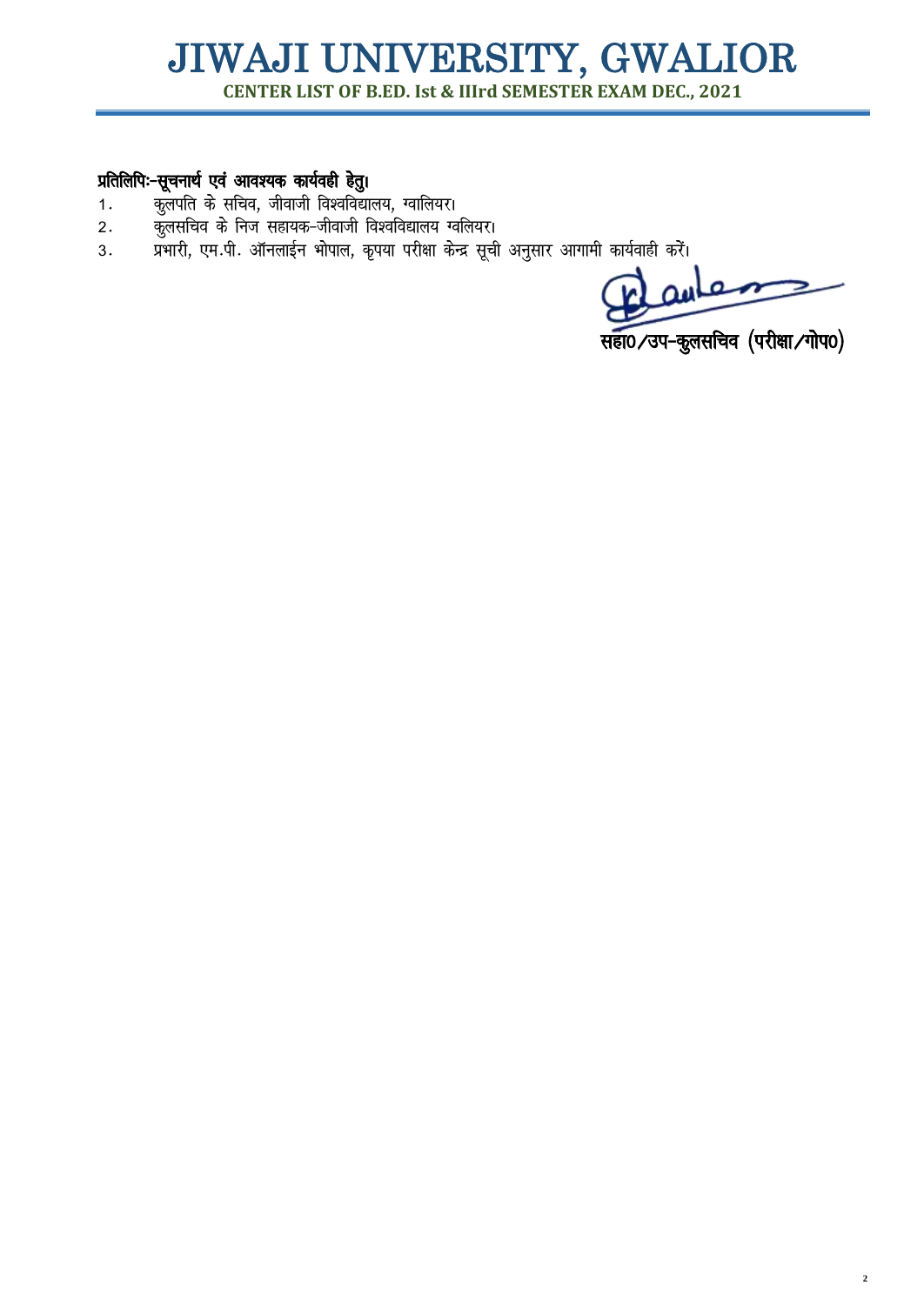# JIWAJI UNIVERSITY, GWALIOR

**CENTER LIST OF B.ED. Ist & IIIrd SEMESTER EXAM DEC., 2021**

**प्रतिलिपिः-सूचनार्थ एवं आवश्यक कार्यवही हेतु।**

1. कुलपति के सचिव, जीवाजी विश्वविद्यालय, ग्वालियर।
2. कुलसचिव के निज सहायक-जीवाजी विश्वविद्यालय ग्वलियर।
3. प्रभारी, एम.पी. ऑनलाईन भोपाल, कृपया परीक्षा केन्द्र सूची अनुसार आगामी कार्यवाही करें।

सहा0/उप-कुलसचिव (परीक्षा/गोप0)